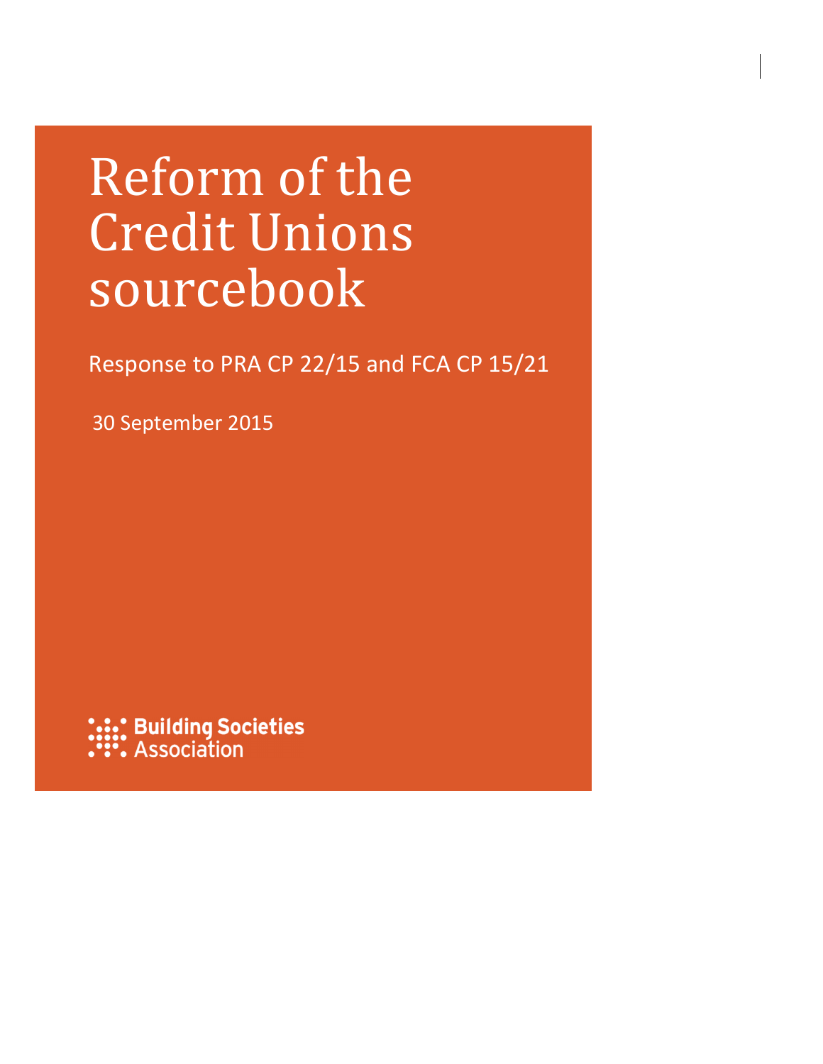# Reform of the Credit Unions sourcebook

Response to PRA CP 22/15 and FCA CP 15/21

30 September 2015

Building Societies Association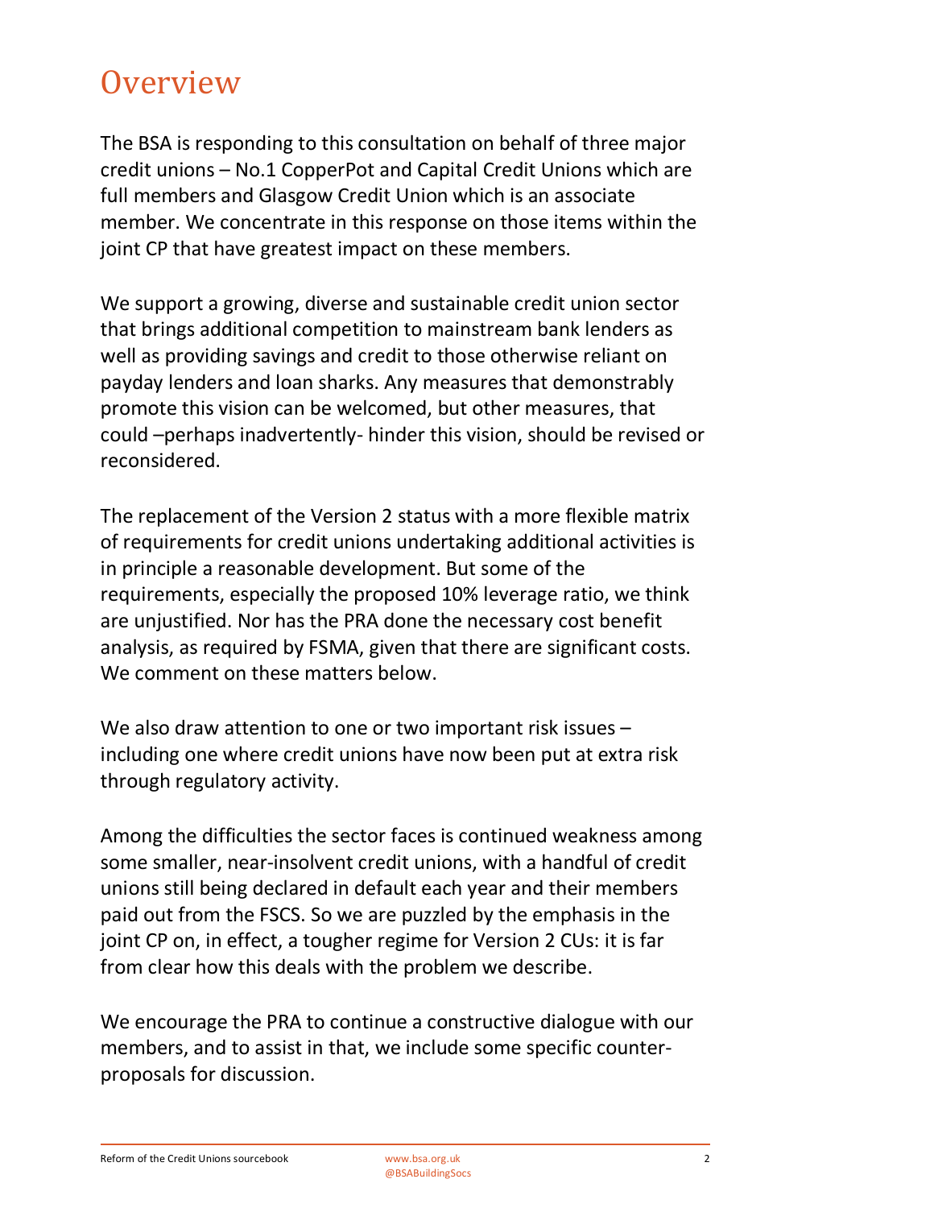# Overview

The BSA is responding to this consultation on behalf of three major credit unions – No.1 CopperPot and Capital Credit Unions which are full members and Glasgow Credit Union which is an associate member. We concentrate in this response on those items within the joint CP that have greatest impact on these members.

We support a growing, diverse and sustainable credit union sector that brings additional competition to mainstream bank lenders as well as providing savings and credit to those otherwise reliant on payday lenders and loan sharks. Any measures that demonstrably promote this vision can be welcomed, but other measures, that could –perhaps inadvertently- hinder this vision, should be revised or reconsidered.

The replacement of the Version 2 status with a more flexible matrix of requirements for credit unions undertaking additional activities is in principle a reasonable development. But some of the requirements, especially the proposed 10% leverage ratio, we think are unjustified. Nor has the PRA done the necessary cost benefit analysis, as required by FSMA, given that there are significant costs. We comment on these matters below.

We also draw attention to one or two important risk issues – including one where credit unions have now been put at extra risk through regulatory activity.

Among the difficulties the sector faces is continued weakness among some smaller, near-insolvent credit unions, with a handful of credit unions still being declared in default each year and their members paid out from the FSCS. So we are puzzled by the emphasis in the joint CP on, in effect, a tougher regime for Version 2 CUs: it is far from clear how this deals with the problem we describe.

We encourage the PRA to continue a constructive dialogue with our members, and to assist in that, we include some specific counter-proposals for discussion.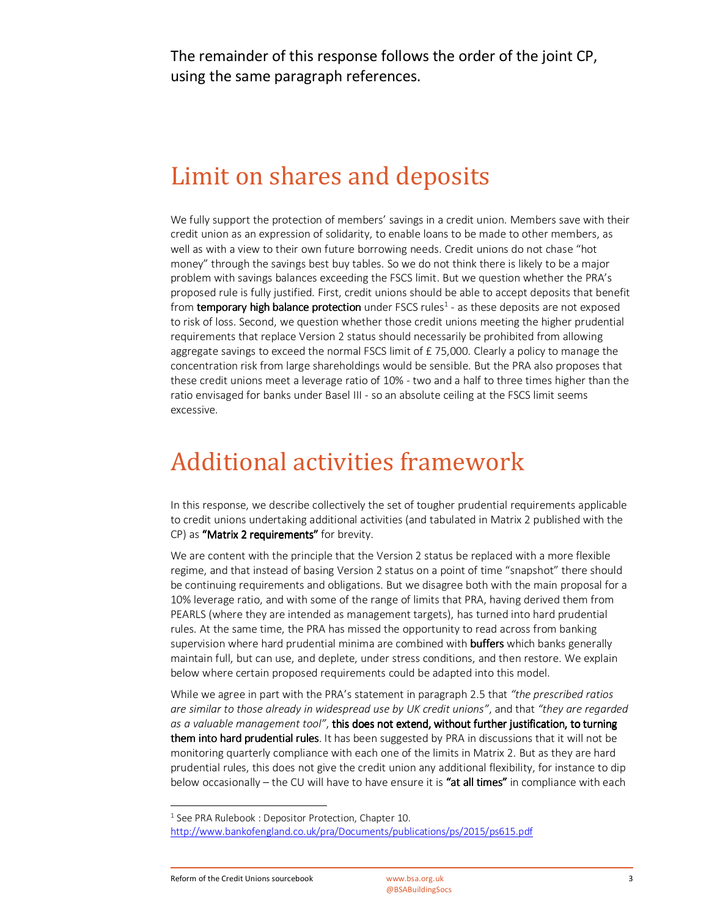The remainder of this response follows the order of the joint CP, using the same paragraph references.

# Limit on shares and deposits

We fully support the protection of members' savings in a credit union. Members save with their credit union as an expression of solidarity, to enable loans to be made to other members, as well as with a view to their own future borrowing needs. Credit unions do not chase "hot money" through the savings best buy tables. So we do not think there is likely to be a major problem with savings balances exceeding the FSCS limit. But we question whether the PRA's proposed rule is fully justified. First, credit unions should be able to accept deposits that benefit from **temporary high balance protection** under FSCS rules[1] - as these deposits are not exposed to risk of loss. Second, we question whether those credit unions meeting the higher prudential requirements that replace Version 2 status should necessarily be prohibited from allowing aggregate savings to exceed the normal FSCS limit of £ 75,000. Clearly a policy to manage the concentration risk from large shareholdings would be sensible. But the PRA also proposes that these credit unions meet a leverage ratio of 10% - two and a half to three times higher than the ratio envisaged for banks under Basel III - so an absolute ceiling at the FSCS limit seems excessive.

# Additional activities framework

In this response, we describe collectively the set of tougher prudential requirements applicable to credit unions undertaking additional activities (and tabulated in Matrix 2 published with the CP) as **"Matrix 2 requirements"** for brevity.

We are content with the principle that the Version 2 status be replaced with a more flexible regime, and that instead of basing Version 2 status on a point of time "snapshot" there should be continuing requirements and obligations. But we disagree both with the main proposal for a 10% leverage ratio, and with some of the range of limits that PRA, having derived them from PEARLS (where they are intended as management targets), has turned into hard prudential rules. At the same time, the PRA has missed the opportunity to read across from banking supervision where hard prudential minima are combined with **buffers** which banks generally maintain full, but can use, and deplete, under stress conditions, and then restore. We explain below where certain proposed requirements could be adapted into this model.

While we agree in part with the PRA's statement in paragraph 2.5 that *"the prescribed ratios are similar to those already in widespread use by UK credit unions"*, and that *"they are regarded as a valuable management tool"*, **this does not extend, without further justification, to turning them into hard prudential rules**. It has been suggested by PRA in discussions that it will not be monitoring quarterly compliance with each one of the limits in Matrix 2. But as they are hard prudential rules, this does not give the credit union any additional flexibility, for instance to dip below occasionally – the CU will have to have ensure it is **"at all times"** in compliance with each

[1] See PRA Rulebook : Depositor Protection, Chapter 10. http://www.bankofengland.co.uk/pra/Documents/publications/ps/2015/ps615.pdf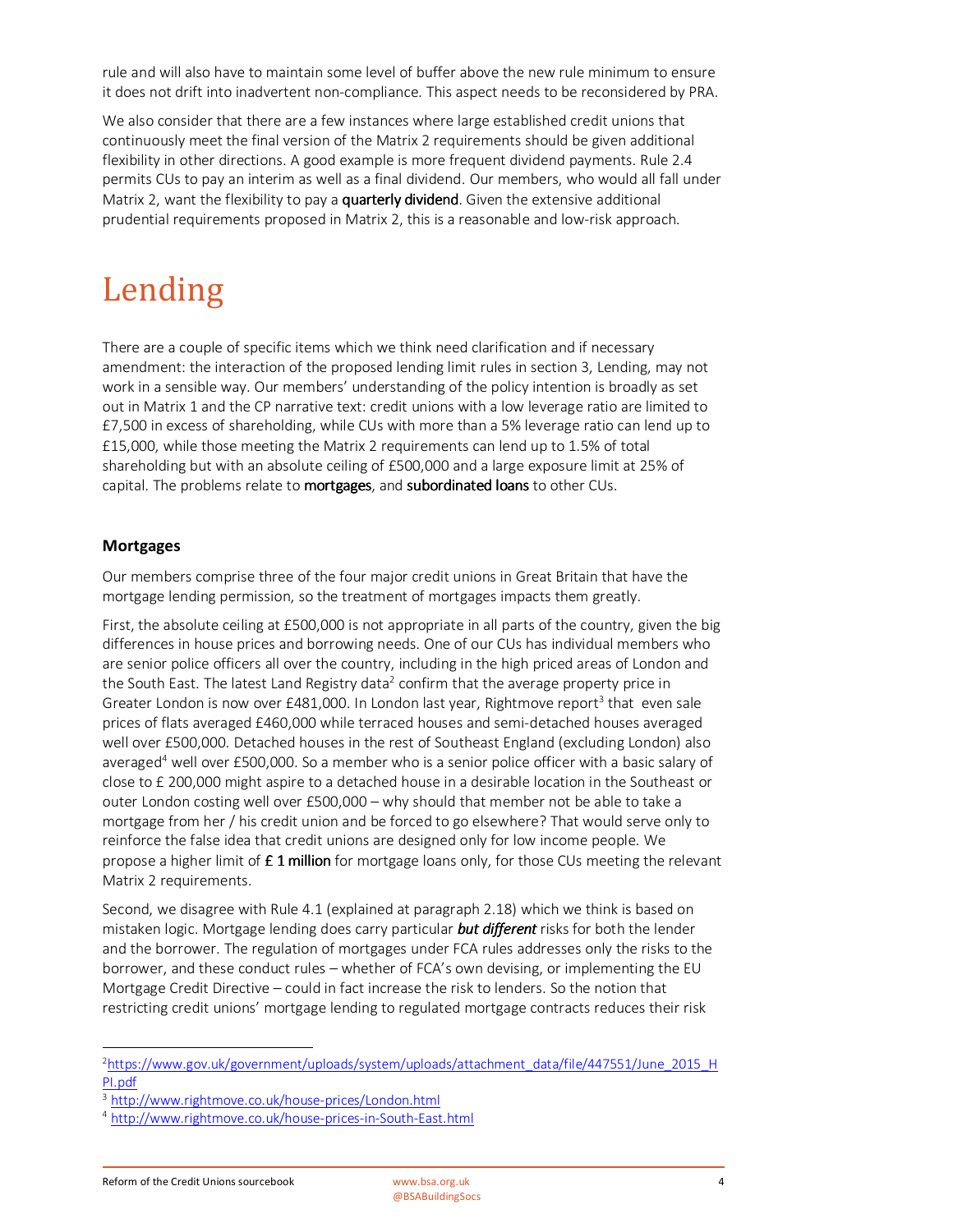rule and will also have to maintain some level of buffer above the new rule minimum to ensure it does not drift into inadvertent non-compliance. This aspect needs to be reconsidered by PRA.

We also consider that there are a few instances where large established credit unions that continuously meet the final version of the Matrix 2 requirements should be given additional flexibility in other directions. A good example is more frequent dividend payments. Rule 2.4 permits CUs to pay an interim as well as a final dividend. Our members, who would all fall under Matrix 2, want the flexibility to pay a **quarterly dividend**. Given the extensive additional prudential requirements proposed in Matrix 2, this is a reasonable and low-risk approach.

# Lending

There are a couple of specific items which we think need clarification and if necessary amendment: the interaction of the proposed lending limit rules in section 3, Lending, may not work in a sensible way. Our members' understanding of the policy intention is broadly as set out in Matrix 1 and the CP narrative text: credit unions with a low leverage ratio are limited to £7,500 in excess of shareholding, while CUs with more than a 5% leverage ratio can lend up to £15,000, while those meeting the Matrix 2 requirements can lend up to 1.5% of total shareholding but with an absolute ceiling of £500,000 and a large exposure limit at 25% of capital. The problems relate to **mortgages**, and **subordinated loans** to other CUs.

## Mortgages

Our members comprise three of the four major credit unions in Great Britain that have the mortgage lending permission, so the treatment of mortgages impacts them greatly.

First, the absolute ceiling at £500,000 is not appropriate in all parts of the country, given the big differences in house prices and borrowing needs. One of our CUs has individual members who are senior police officers all over the country, including in the high priced areas of London and the South East. The latest Land Registry data[2] confirm that the average property price in Greater London is now over £481,000. In London last year, Rightmove report[3] that even sale prices of flats averaged £460,000 while terraced houses and semi-detached houses averaged well over £500,000. Detached houses in the rest of Southeast England (excluding London) also averaged[4] well over £500,000. So a member who is a senior police officer with a basic salary of close to £ 200,000 might aspire to a detached house in a desirable location in the Southeast or outer London costing well over £500,000 – why should that member not be able to take a mortgage from her / his credit union and be forced to go elsewhere? That would serve only to reinforce the false idea that credit unions are designed only for low income people. We propose a higher limit of **£ 1 million** for mortgage loans only, for those CUs meeting the relevant Matrix 2 requirements.

Second, we disagree with Rule 4.1 (explained at paragraph 2.18) which we think is based on mistaken logic. Mortgage lending does carry particular ***but different*** risks for both the lender and the borrower. The regulation of mortgages under FCA rules addresses only the risks to the borrower, and these conduct rules – whether of FCA's own devising, or implementing the EU Mortgage Credit Directive – could in fact increase the risk to lenders. So the notion that restricting credit unions' mortgage lending to regulated mortgage contracts reduces their risk

[2] https://www.gov.uk/government/uploads/system/uploads/attachment_data/file/447551/June_2015_HPI.pdf

[3] http://www.rightmove.co.uk/house-prices/London.html

[4] http://www.rightmove.co.uk/house-prices-in-South-East.html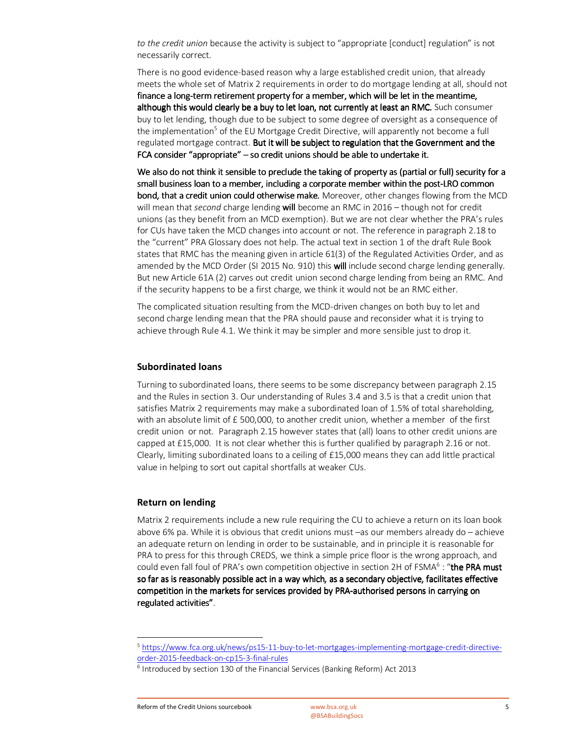*to the credit union* because the activity is subject to "appropriate [conduct] regulation" is not necessarily correct.

There is no good evidence-based reason why a large established credit union, that already meets the whole set of Matrix 2 requirements in order to do mortgage lending at all, should not **finance a long-term retirement property for a member, which will be let in the meantime, although this would clearly be a buy to let loan, not currently at least an RMC.** Such consumer buy to let lending, though due to be subject to some degree of oversight as a consequence of the implementation[5] of the EU Mortgage Credit Directive, will apparently not become a full regulated mortgage contract. **But it will be subject to regulation that the Government and the FCA consider "appropriate" – so credit unions should be able to undertake it.**

**We also do not think it sensible to preclude the taking of property as (partial or full) security for a small business loan to a member, including a corporate member within the post-LRO common bond, that a credit union could otherwise make.** Moreover, other changes flowing from the MCD will mean that *second* charge lending **will** become an RMC in 2016 – though not for credit unions (as they benefit from an MCD exemption). But we are not clear whether the PRA's rules for CUs have taken the MCD changes into account or not. The reference in paragraph 2.18 to the "current" PRA Glossary does not help. The actual text in section 1 of the draft Rule Book states that RMC has the meaning given in article 61(3) of the Regulated Activities Order, and as amended by the MCD Order (SI 2015 No. 910) this **will** include second charge lending generally. But new Article 61A (2) carves out credit union second charge lending from being an RMC. And if the security happens to be a first charge, we think it would not be an RMC either.

The complicated situation resulting from the MCD-driven changes on both buy to let and second charge lending mean that the PRA should pause and reconsider what it is trying to achieve through Rule 4.1. We think it may be simpler and more sensible just to drop it.

## Subordinated loans

Turning to subordinated loans, there seems to be some discrepancy between paragraph 2.15 and the Rules in section 3. Our understanding of Rules 3.4 and 3.5 is that a credit union that satisfies Matrix 2 requirements may make a subordinated loan of 1.5% of total shareholding, with an absolute limit of £ 500,000, to another credit union, whether a member of the first credit union or not. Paragraph 2.15 however states that (all) loans to other credit unions are capped at £15,000. It is not clear whether this is further qualified by paragraph 2.16 or not. Clearly, limiting subordinated loans to a ceiling of £15,000 means they can add little practical value in helping to sort out capital shortfalls at weaker CUs.

## Return on lending

Matrix 2 requirements include a new rule requiring the CU to achieve a return on its loan book above 6% pa. While it is obvious that credit unions must –as our members already do – achieve an adequate return on lending in order to be sustainable, and in principle it is reasonable for PRA to press for this through CREDS, we think a simple price floor is the wrong approach, and could even fall foul of PRA's own competition objective in section 2H of FSMA[6] : "**the PRA must so far as is reasonably possible act in a way which, as a secondary objective, facilitates effective competition in the markets for services provided by PRA-authorised persons in carrying on regulated activities"**.

---

[5] https://www.fca.org.uk/news/ps15-11-buy-to-let-mortgages-implementing-mortgage-credit-directive-order-2015-feedback-on-cp15-3-final-rules

[6] Introduced by section 130 of the Financial Services (Banking Reform) Act 2013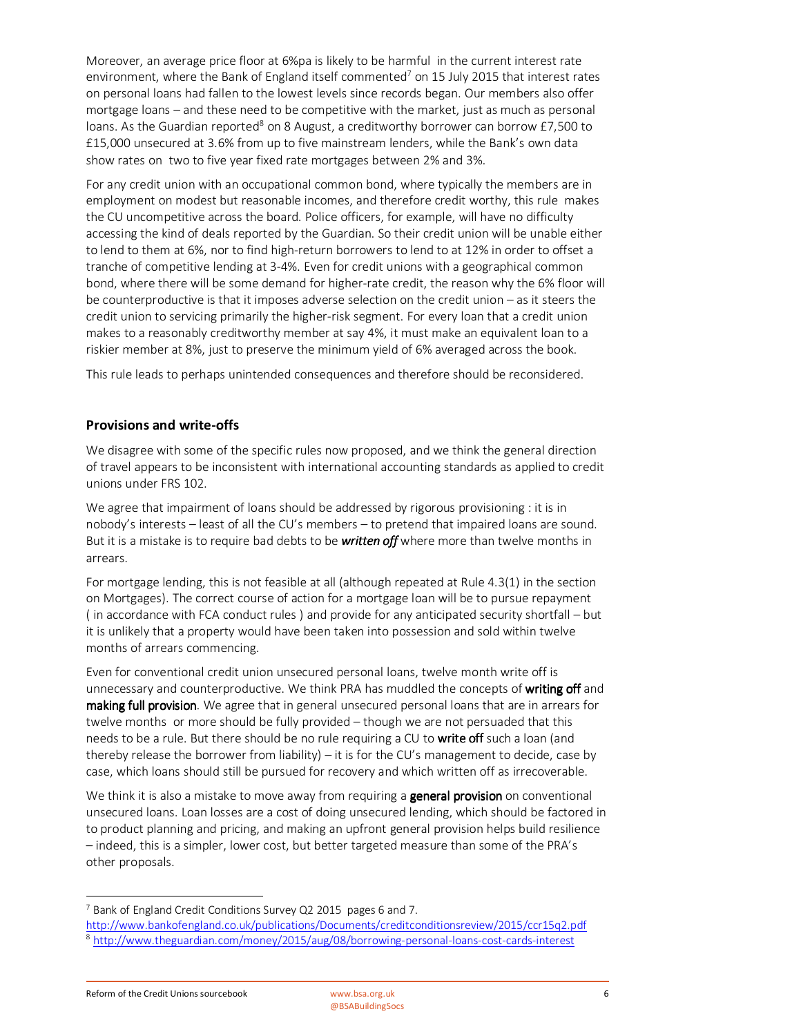Moreover, an average price floor at 6%pa is likely to be harmful in the current interest rate environment, where the Bank of England itself commented[7] on 15 July 2015 that interest rates on personal loans had fallen to the lowest levels since records began. Our members also offer mortgage loans – and these need to be competitive with the market, just as much as personal loans. As the Guardian reported[8] on 8 August, a creditworthy borrower can borrow £7,500 to £15,000 unsecured at 3.6% from up to five mainstream lenders, while the Bank's own data show rates on two to five year fixed rate mortgages between 2% and 3%.

For any credit union with an occupational common bond, where typically the members are in employment on modest but reasonable incomes, and therefore credit worthy, this rule makes the CU uncompetitive across the board. Police officers, for example, will have no difficulty accessing the kind of deals reported by the Guardian. So their credit union will be unable either to lend to them at 6%, nor to find high-return borrowers to lend to at 12% in order to offset a tranche of competitive lending at 3-4%. Even for credit unions with a geographical common bond, where there will be some demand for higher-rate credit, the reason why the 6% floor will be counterproductive is that it imposes adverse selection on the credit union – as it steers the credit union to servicing primarily the higher-risk segment. For every loan that a credit union makes to a reasonably creditworthy member at say 4%, it must make an equivalent loan to a riskier member at 8%, just to preserve the minimum yield of 6% averaged across the book.

This rule leads to perhaps unintended consequences and therefore should be reconsidered.

## Provisions and write-offs

We disagree with some of the specific rules now proposed, and we think the general direction of travel appears to be inconsistent with international accounting standards as applied to credit unions under FRS 102.

We agree that impairment of loans should be addressed by rigorous provisioning : it is in nobody's interests – least of all the CU's members – to pretend that impaired loans are sound. But it is a mistake is to require bad debts to be ***written off*** where more than twelve months in arrears.

For mortgage lending, this is not feasible at all (although repeated at Rule 4.3(1) in the section on Mortgages). The correct course of action for a mortgage loan will be to pursue repayment ( in accordance with FCA conduct rules ) and provide for any anticipated security shortfall – but it is unlikely that a property would have been taken into possession and sold within twelve months of arrears commencing.

Even for conventional credit union unsecured personal loans, twelve month write off is unnecessary and counterproductive. We think PRA has muddled the concepts of **writing off** and **making full provision**. We agree that in general unsecured personal loans that are in arrears for twelve months or more should be fully provided – though we are not persuaded that this needs to be a rule. But there should be no rule requiring a CU to **write off** such a loan (and thereby release the borrower from liability) – it is for the CU's management to decide, case by case, which loans should still be pursued for recovery and which written off as irrecoverable.

We think it is also a mistake to move away from requiring a **general provision** on conventional unsecured loans. Loan losses are a cost of doing unsecured lending, which should be factored in to product planning and pricing, and making an upfront general provision helps build resilience – indeed, this is a simpler, lower cost, but better targeted measure than some of the PRA's other proposals.

---

[7] Bank of England Credit Conditions Survey Q2 2015 pages 6 and 7. http://www.bankofengland.co.uk/publications/Documents/creditconditionsreview/2015/ccr15q2.pdf

[8] http://www.theguardian.com/money/2015/aug/08/borrowing-personal-loans-cost-cards-interest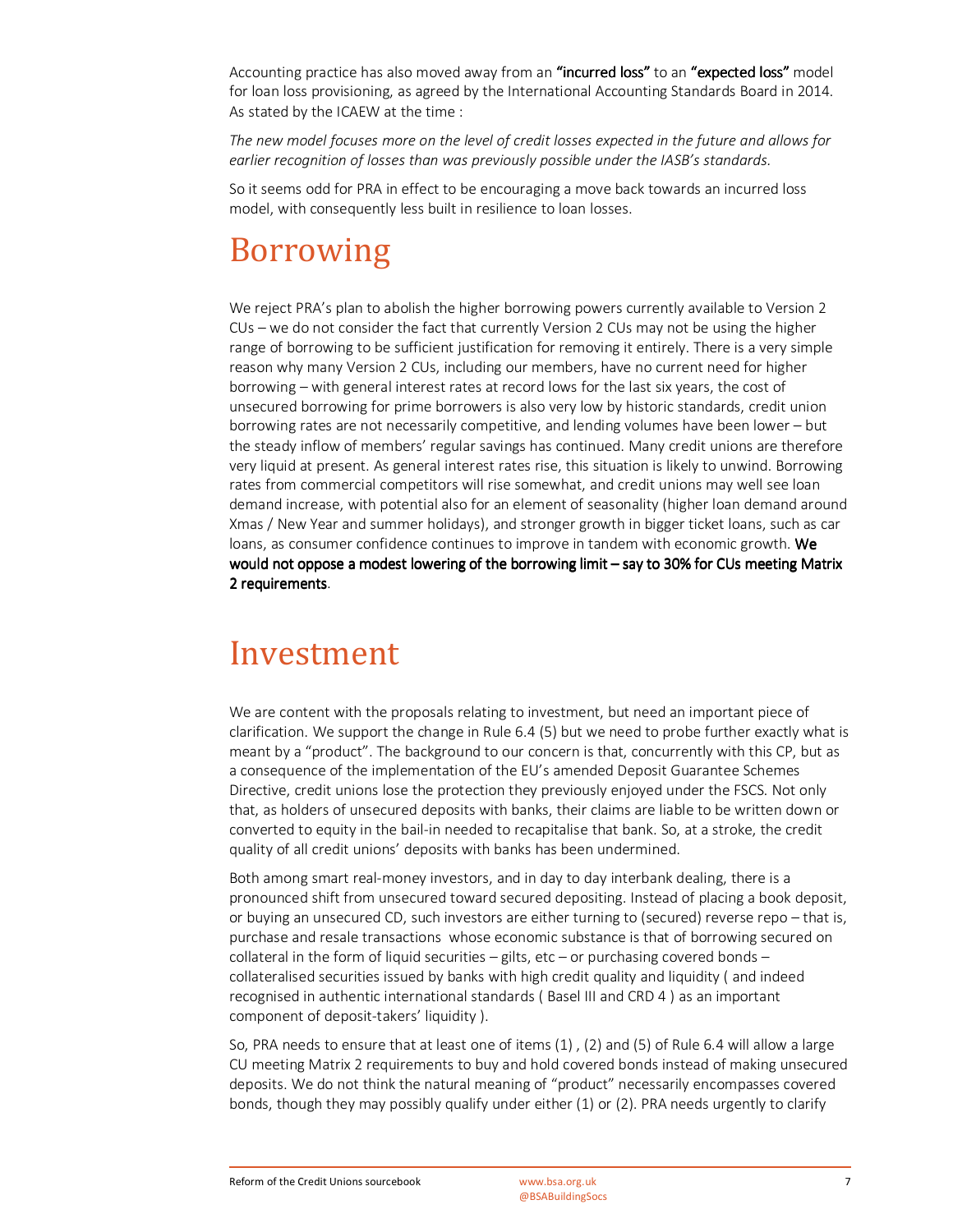Accounting practice has also moved away from an **"incurred loss"** to an **"expected loss"** model for loan loss provisioning, as agreed by the International Accounting Standards Board in 2014. As stated by the ICAEW at the time :

*The new model focuses more on the level of credit losses expected in the future and allows for earlier recognition of losses than was previously possible under the IASB's standards.*

So it seems odd for PRA in effect to be encouraging a move back towards an incurred loss model, with consequently less built in resilience to loan losses.

# Borrowing

We reject PRA's plan to abolish the higher borrowing powers currently available to Version 2 CUs – we do not consider the fact that currently Version 2 CUs may not be using the higher range of borrowing to be sufficient justification for removing it entirely. There is a very simple reason why many Version 2 CUs, including our members, have no current need for higher borrowing – with general interest rates at record lows for the last six years, the cost of unsecured borrowing for prime borrowers is also very low by historic standards, credit union borrowing rates are not necessarily competitive, and lending volumes have been lower – but the steady inflow of members' regular savings has continued. Many credit unions are therefore very liquid at present. As general interest rates rise, this situation is likely to unwind. Borrowing rates from commercial competitors will rise somewhat, and credit unions may well see loan demand increase, with potential also for an element of seasonality (higher loan demand around Xmas / New Year and summer holidays), and stronger growth in bigger ticket loans, such as car loans, as consumer confidence continues to improve in tandem with economic growth. **We would not oppose a modest lowering of the borrowing limit – say to 30% for CUs meeting Matrix 2 requirements**.

# Investment

We are content with the proposals relating to investment, but need an important piece of clarification. We support the change in Rule 6.4 (5) but we need to probe further exactly what is meant by a "product". The background to our concern is that, concurrently with this CP, but as a consequence of the implementation of the EU's amended Deposit Guarantee Schemes Directive, credit unions lose the protection they previously enjoyed under the FSCS. Not only that, as holders of unsecured deposits with banks, their claims are liable to be written down or converted to equity in the bail-in needed to recapitalise that bank. So, at a stroke, the credit quality of all credit unions' deposits with banks has been undermined.

Both among smart real-money investors, and in day to day interbank dealing, there is a pronounced shift from unsecured toward secured depositing. Instead of placing a book deposit, or buying an unsecured CD, such investors are either turning to (secured) reverse repo – that is, purchase and resale transactions whose economic substance is that of borrowing secured on collateral in the form of liquid securities – gilts, etc – or purchasing covered bonds – collateralised securities issued by banks with high credit quality and liquidity ( and indeed recognised in authentic international standards ( Basel III and CRD 4 ) as an important component of deposit-takers' liquidity ).

So, PRA needs to ensure that at least one of items (1) , (2) and (5) of Rule 6.4 will allow a large CU meeting Matrix 2 requirements to buy and hold covered bonds instead of making unsecured deposits. We do not think the natural meaning of "product" necessarily encompasses covered bonds, though they may possibly qualify under either (1) or (2). PRA needs urgently to clarify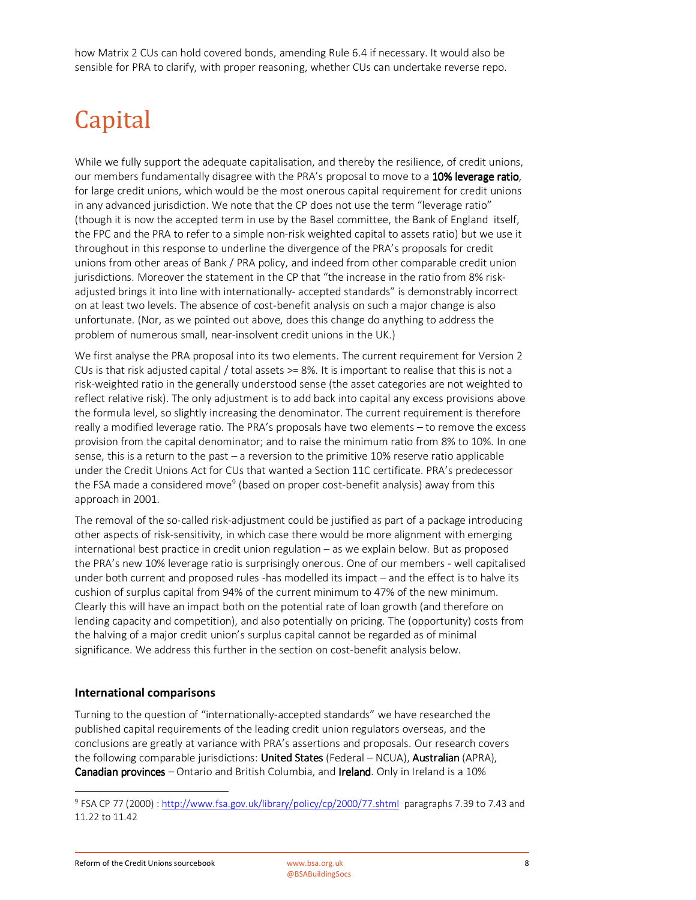how Matrix 2 CUs can hold covered bonds, amending Rule 6.4 if necessary. It would also be sensible for PRA to clarify, with proper reasoning, whether CUs can undertake reverse repo.

# Capital

While we fully support the adequate capitalisation, and thereby the resilience, of credit unions, our members fundamentally disagree with the PRA's proposal to move to a **10% leverage ratio**, for large credit unions, which would be the most onerous capital requirement for credit unions in any advanced jurisdiction. We note that the CP does not use the term "leverage ratio" (though it is now the accepted term in use by the Basel committee, the Bank of England itself, the FPC and the PRA to refer to a simple non-risk weighted capital to assets ratio) but we use it throughout in this response to underline the divergence of the PRA's proposals for credit unions from other areas of Bank / PRA policy, and indeed from other comparable credit union jurisdictions. Moreover the statement in the CP that "the increase in the ratio from 8% risk-adjusted brings it into line with internationally- accepted standards" is demonstrably incorrect on at least two levels. The absence of cost-benefit analysis on such a major change is also unfortunate. (Nor, as we pointed out above, does this change do anything to address the problem of numerous small, near-insolvent credit unions in the UK.)

We first analyse the PRA proposal into its two elements. The current requirement for Version 2 CUs is that risk adjusted capital / total assets >= 8%. It is important to realise that this is not a risk-weighted ratio in the generally understood sense (the asset categories are not weighted to reflect relative risk). The only adjustment is to add back into capital any excess provisions above the formula level, so slightly increasing the denominator. The current requirement is therefore really a modified leverage ratio. The PRA's proposals have two elements – to remove the excess provision from the capital denominator; and to raise the minimum ratio from 8% to 10%. In one sense, this is a return to the past – a reversion to the primitive 10% reserve ratio applicable under the Credit Unions Act for CUs that wanted a Section 11C certificate. PRA's predecessor the FSA made a considered move[9] (based on proper cost-benefit analysis) away from this approach in 2001.

The removal of the so-called risk-adjustment could be justified as part of a package introducing other aspects of risk-sensitivity, in which case there would be more alignment with emerging international best practice in credit union regulation – as we explain below. But as proposed the PRA's new 10% leverage ratio is surprisingly onerous. One of our members - well capitalised under both current and proposed rules -has modelled its impact – and the effect is to halve its cushion of surplus capital from 94% of the current minimum to 47% of the new minimum. Clearly this will have an impact both on the potential rate of loan growth (and therefore on lending capacity and competition), and also potentially on pricing. The (opportunity) costs from the halving of a major credit union's surplus capital cannot be regarded as of minimal significance. We address this further in the section on cost-benefit analysis below.

### International comparisons

Turning to the question of "internationally-accepted standards" we have researched the published capital requirements of the leading credit union regulators overseas, and the conclusions are greatly at variance with PRA's assertions and proposals. Our research covers the following comparable jurisdictions: **United States** (Federal – NCUA), **Australian** (APRA), **Canadian provinces** – Ontario and British Columbia, and **Ireland**. Only in Ireland is a 10%

[9] FSA CP 77 (2000) : http://www.fsa.gov.uk/library/policy/cp/2000/77.shtml paragraphs 7.39 to 7.43 and 11.22 to 11.42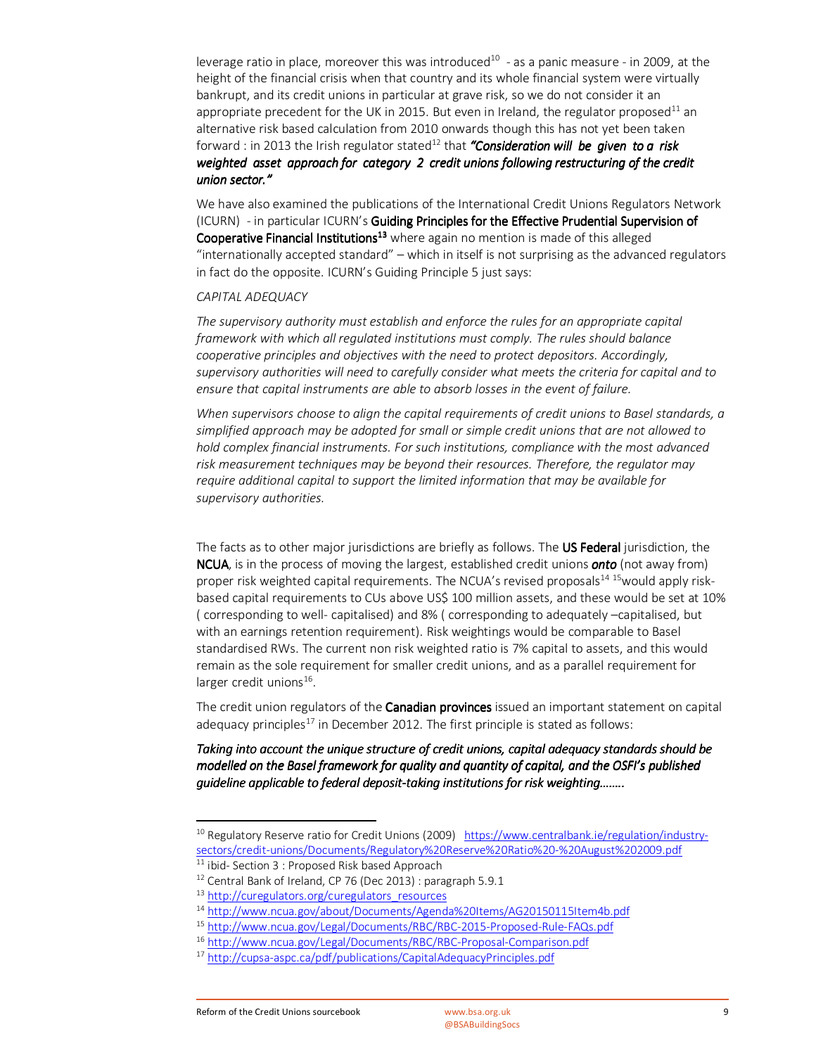leverage ratio in place, moreover this was introduced[10] - as a panic measure - in 2009, at the height of the financial crisis when that country and its whole financial system were virtually bankrupt, and its credit unions in particular at grave risk, so we do not consider it an appropriate precedent for the UK in 2015. But even in Ireland, the regulator proposed[11] an alternative risk based calculation from 2010 onwards though this has not yet been taken forward : in 2013 the Irish regulator stated[12] that ***"Consideration will be given to a risk weighted asset approach for category 2 credit unions following restructuring of the credit union sector."***

We have also examined the publications of the International Credit Unions Regulators Network (ICURN) - in particular ICURN's **Guiding Principles for the Effective Prudential Supervision of Cooperative Financial Institutions[13]** where again no mention is made of this alleged "internationally accepted standard" – which in itself is not surprising as the advanced regulators in fact do the opposite. ICURN's Guiding Principle 5 just says:

*CAPITAL ADEQUACY*

*The supervisory authority must establish and enforce the rules for an appropriate capital framework with which all regulated institutions must comply. The rules should balance cooperative principles and objectives with the need to protect depositors. Accordingly, supervisory authorities will need to carefully consider what meets the criteria for capital and to ensure that capital instruments are able to absorb losses in the event of failure.*

*When supervisors choose to align the capital requirements of credit unions to Basel standards, a simplified approach may be adopted for small or simple credit unions that are not allowed to hold complex financial instruments. For such institutions, compliance with the most advanced risk measurement techniques may be beyond their resources. Therefore, the regulator may require additional capital to support the limited information that may be available for supervisory authorities.*

The facts as to other major jurisdictions are briefly as follows. The **US Federal** jurisdiction, the **NCUA**, is in the process of moving the largest, established credit unions ***onto*** (not away from) proper risk weighted capital requirements. The NCUA's revised proposals[14] [15]would apply risk-based capital requirements to CUs above US$ 100 million assets, and these would be set at 10% ( corresponding to well- capitalised) and 8% ( corresponding to adequately –capitalised, but with an earnings retention requirement). Risk weightings would be comparable to Basel standardised RWs. The current non risk weighted ratio is 7% capital to assets, and this would remain as the sole requirement for smaller credit unions, and as a parallel requirement for larger credit unions[16].

The credit union regulators of the **Canadian provinces** issued an important statement on capital adequacy principles[17] in December 2012. The first principle is stated as follows:

***Taking into account the unique structure of credit unions, capital adequacy standards should be modelled on the Basel framework for quality and quantity of capital, and the OSFI's published guideline applicable to federal deposit-taking institutions for risk weighting……..***

---

[10] Regulatory Reserve ratio for Credit Unions (2009) https://www.centralbank.ie/regulation/industry-sectors/credit-unions/Documents/Regulatory%20Reserve%20Ratio%20-%20August%202009.pdf

[11] ibid- Section 3 : Proposed Risk based Approach

[12] Central Bank of Ireland, CP 76 (Dec 2013) : paragraph 5.9.1

[13] http://curegulators.org/curegulators_resources

[14] http://www.ncua.gov/about/Documents/Agenda%20Items/AG20150115Item4b.pdf

[15] http://www.ncua.gov/Legal/Documents/RBC/RBC-2015-Proposed-Rule-FAQs.pdf

[16] http://www.ncua.gov/Legal/Documents/RBC/RBC-Proposal-Comparison.pdf

[17] http://cupsa-aspc.ca/pdf/publications/CapitalAdequacyPrinciples.pdf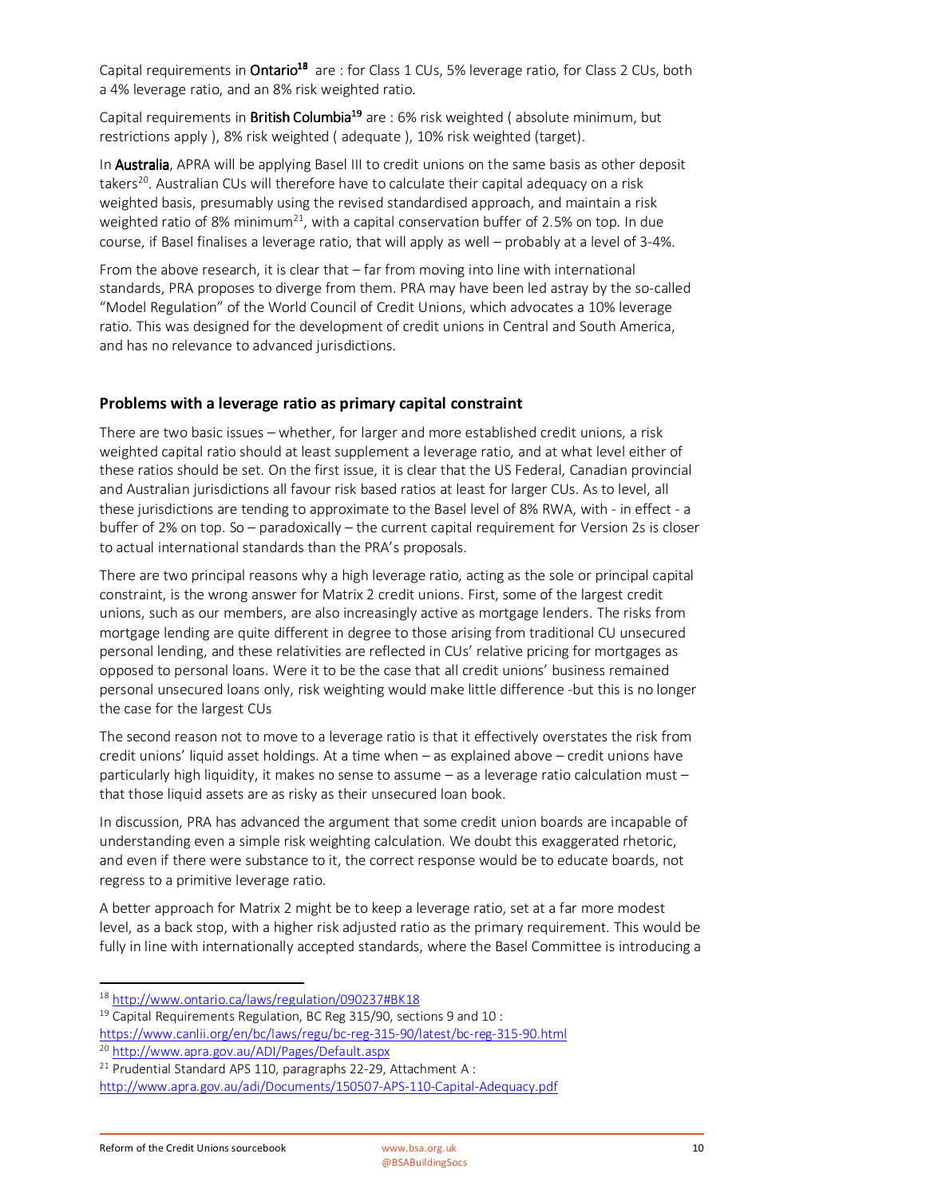Capital requirements in **Ontario**[18] are : for Class 1 CUs, 5% leverage ratio, for Class 2 CUs, both a 4% leverage ratio, and an 8% risk weighted ratio.

Capital requirements in **British Columbia**[19] are : 6% risk weighted ( absolute minimum, but restrictions apply ), 8% risk weighted ( adequate ), 10% risk weighted (target).

In **Australia**, APRA will be applying Basel III to credit unions on the same basis as other deposit takers[20]. Australian CUs will therefore have to calculate their capital adequacy on a risk weighted basis, presumably using the revised standardised approach, and maintain a risk weighted ratio of 8% minimum[21], with a capital conservation buffer of 2.5% on top. In due course, if Basel finalises a leverage ratio, that will apply as well – probably at a level of 3-4%.

From the above research, it is clear that – far from moving into line with international standards, PRA proposes to diverge from them. PRA may have been led astray by the so-called "Model Regulation" of the World Council of Credit Unions, which advocates a 10% leverage ratio. This was designed for the development of credit unions in Central and South America, and has no relevance to advanced jurisdictions.

## Problems with a leverage ratio as primary capital constraint

There are two basic issues – whether, for larger and more established credit unions, a risk weighted capital ratio should at least supplement a leverage ratio, and at what level either of these ratios should be set. On the first issue, it is clear that the US Federal, Canadian provincial and Australian jurisdictions all favour risk based ratios at least for larger CUs. As to level, all these jurisdictions are tending to approximate to the Basel level of 8% RWA, with - in effect - a buffer of 2% on top. So – paradoxically – the current capital requirement for Version 2s is closer to actual international standards than the PRA's proposals.

There are two principal reasons why a high leverage ratio, acting as the sole or principal capital constraint, is the wrong answer for Matrix 2 credit unions. First, some of the largest credit unions, such as our members, are also increasingly active as mortgage lenders. The risks from mortgage lending are quite different in degree to those arising from traditional CU unsecured personal lending, and these relativities are reflected in CUs' relative pricing for mortgages as opposed to personal loans. Were it to be the case that all credit unions' business remained personal unsecured loans only, risk weighting would make little difference -but this is no longer the case for the largest CUs

The second reason not to move to a leverage ratio is that it effectively overstates the risk from credit unions' liquid asset holdings. At a time when – as explained above – credit unions have particularly high liquidity, it makes no sense to assume – as a leverage ratio calculation must – that those liquid assets are as risky as their unsecured loan book.

In discussion, PRA has advanced the argument that some credit union boards are incapable of understanding even a simple risk weighting calculation. We doubt this exaggerated rhetoric, and even if there were substance to it, the correct response would be to educate boards, not regress to a primitive leverage ratio.

A better approach for Matrix 2 might be to keep a leverage ratio, set at a far more modest level, as a back stop, with a higher risk adjusted ratio as the primary requirement. This would be fully in line with internationally accepted standards, where the Basel Committee is introducing a

---

[18] http://www.ontario.ca/laws/regulation/090237#BK18

[19] Capital Requirements Regulation, BC Reg 315/90, sections 9 and 10 : https://www.canlii.org/en/bc/laws/regu/bc-reg-315-90/latest/bc-reg-315-90.html

[20] http://www.apra.gov.au/ADI/Pages/Default.aspx

[21] Prudential Standard APS 110, paragraphs 22-29, Attachment A : http://www.apra.gov.au/adi/Documents/150507-APS-110-Capital-Adequacy.pdf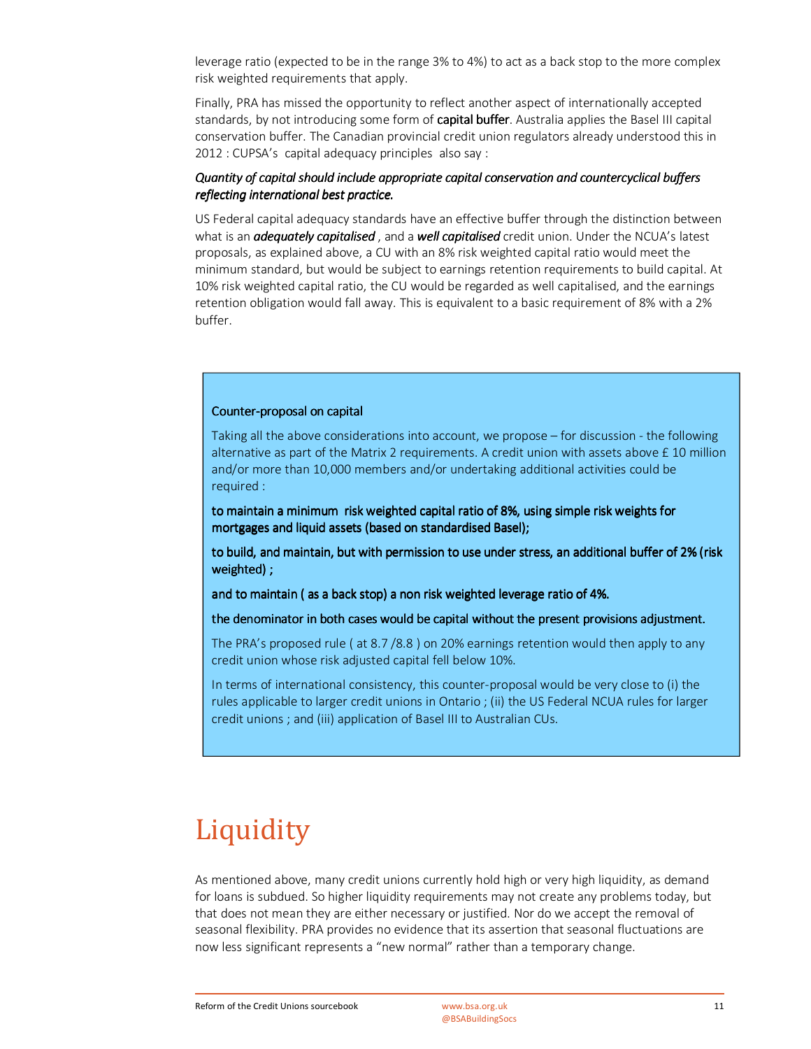leverage ratio (expected to be in the range 3% to 4%) to act as a back stop to the more complex risk weighted requirements that apply.

Finally, PRA has missed the opportunity to reflect another aspect of internationally accepted standards, by not introducing some form of **capital buffer**. Australia applies the Basel III capital conservation buffer. The Canadian provincial credit union regulators already understood this in 2012 : CUPSA's capital adequacy principles also say :

***Quantity of capital should include appropriate capital conservation and countercyclical buffers reflecting international best practice.***

US Federal capital adequacy standards have an effective buffer through the distinction between what is an ***adequately capitalised*** , and a ***well capitalised*** credit union. Under the NCUA's latest proposals, as explained above, a CU with an 8% risk weighted capital ratio would meet the minimum standard, but would be subject to earnings retention requirements to build capital. At 10% risk weighted capital ratio, the CU would be regarded as well capitalised, and the earnings retention obligation would fall away. This is equivalent to a basic requirement of 8% with a 2% buffer.

> Counter-proposal on capital
>
> Taking all the above considerations into account, we propose – for discussion - the following alternative as part of the Matrix 2 requirements. A credit union with assets above £ 10 million and/or more than 10,000 members and/or undertaking additional activities could be required :
>
> **to maintain a minimum risk weighted capital ratio of 8%, using simple risk weights for mortgages and liquid assets (based on standardised Basel);**
>
> **to build, and maintain, but with permission to use under stress, an additional buffer of 2% (risk weighted) ;**
>
> **and to maintain ( as a back stop) a non risk weighted leverage ratio of 4%.**
>
> **the denominator in both cases would be capital without the present provisions adjustment.**
>
> The PRA's proposed rule ( at 8.7 /8.8 ) on 20% earnings retention would then apply to any credit union whose risk adjusted capital fell below 10%.
>
> In terms of international consistency, this counter-proposal would be very close to (i) the rules applicable to larger credit unions in Ontario ; (ii) the US Federal NCUA rules for larger credit unions ; and (iii) application of Basel III to Australian CUs.

# Liquidity

As mentioned above, many credit unions currently hold high or very high liquidity, as demand for loans is subdued. So higher liquidity requirements may not create any problems today, but that does not mean they are either necessary or justified. Nor do we accept the removal of seasonal flexibility. PRA provides no evidence that its assertion that seasonal fluctuations are now less significant represents a "new normal" rather than a temporary change.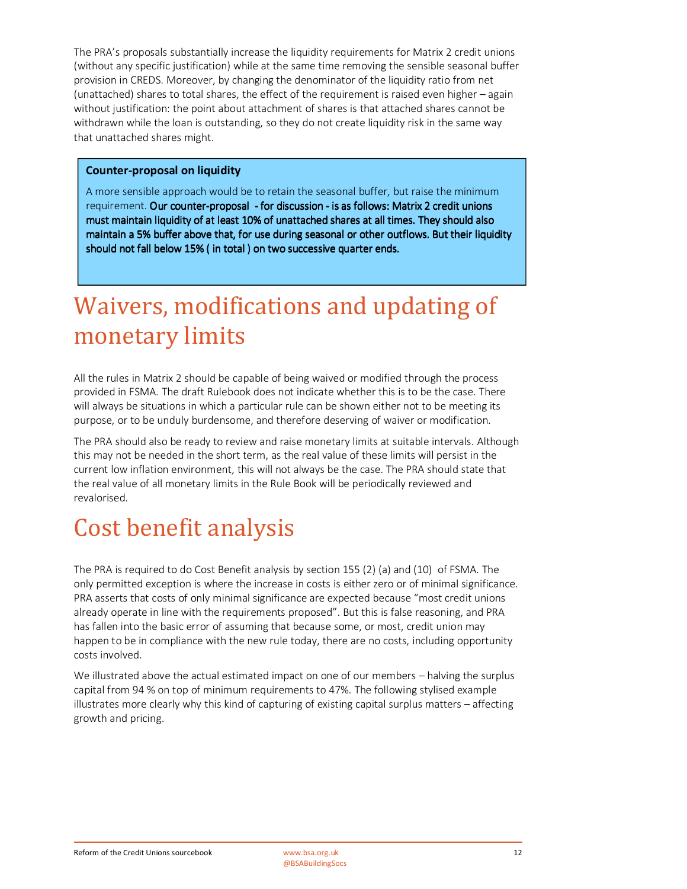The PRA's proposals substantially increase the liquidity requirements for Matrix 2 credit unions (without any specific justification) while at the same time removing the sensible seasonal buffer provision in CREDS. Moreover, by changing the denominator of the liquidity ratio from net (unattached) shares to total shares, the effect of the requirement is raised even higher – again without justification: the point about attachment of shares is that attached shares cannot be withdrawn while the loan is outstanding, so they do not create liquidity risk in the same way that unattached shares might.

> **Counter-proposal on liquidity**
>
> A more sensible approach would be to retain the seasonal buffer, but raise the minimum requirement. **Our counter-proposal - for discussion - is as follows: Matrix 2 credit unions must maintain liquidity of at least 10% of unattached shares at all times. They should also maintain a 5% buffer above that, for use during seasonal or other outflows. But their liquidity should not fall below 15% ( in total ) on two successive quarter ends.**

# Waivers, modifications and updating of monetary limits

All the rules in Matrix 2 should be capable of being waived or modified through the process provided in FSMA. The draft Rulebook does not indicate whether this is to be the case. There will always be situations in which a particular rule can be shown either not to be meeting its purpose, or to be unduly burdensome, and therefore deserving of waiver or modification.

The PRA should also be ready to review and raise monetary limits at suitable intervals. Although this may not be needed in the short term, as the real value of these limits will persist in the current low inflation environment, this will not always be the case. The PRA should state that the real value of all monetary limits in the Rule Book will be periodically reviewed and revalorised.

# Cost benefit analysis

The PRA is required to do Cost Benefit analysis by section 155 (2) (a) and (10) of FSMA. The only permitted exception is where the increase in costs is either zero or of minimal significance. PRA asserts that costs of only minimal significance are expected because "most credit unions already operate in line with the requirements proposed". But this is false reasoning, and PRA has fallen into the basic error of assuming that because some, or most, credit union may happen to be in compliance with the new rule today, there are no costs, including opportunity costs involved.

We illustrated above the actual estimated impact on one of our members – halving the surplus capital from 94 % on top of minimum requirements to 47%. The following stylised example illustrates more clearly why this kind of capturing of existing capital surplus matters – affecting growth and pricing.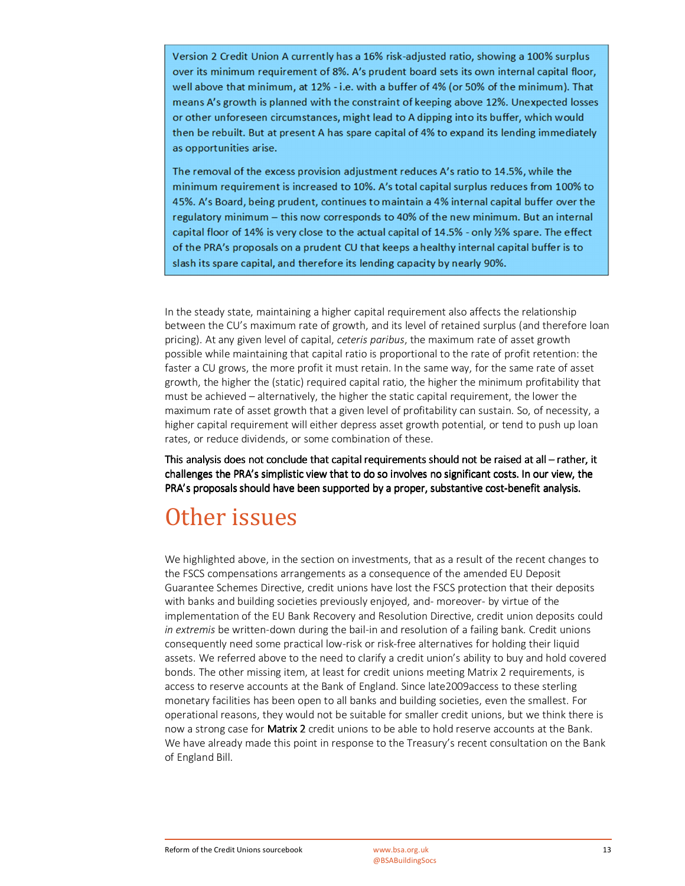> Version 2 Credit Union A currently has a 16% risk-adjusted ratio, showing a 100% surplus over its minimum requirement of 8%. A's prudent board sets its own internal capital floor, well above that minimum, at 12% - i.e. with a buffer of 4% (or 50% of the minimum). That means A's growth is planned with the constraint of keeping above 12%. Unexpected losses or other unforeseen circumstances, might lead to A dipping into its buffer, which would then be rebuilt. But at present A has spare capital of 4% to expand its lending immediately as opportunities arise.
>
> The removal of the excess provision adjustment reduces A's ratio to 14.5%, while the minimum requirement is increased to 10%. A's total capital surplus reduces from 100% to 45%. A's Board, being prudent, continues to maintain a 4% internal capital buffer over the regulatory minimum – this now corresponds to 40% of the new minimum. But an internal capital floor of 14% is very close to the actual capital of 14.5% - only ½% spare. The effect of the PRA's proposals on a prudent CU that keeps a healthy internal capital buffer is to slash its spare capital, and therefore its lending capacity by nearly 90%.

In the steady state, maintaining a higher capital requirement also affects the relationship between the CU's maximum rate of growth, and its level of retained surplus (and therefore loan pricing). At any given level of capital, *ceteris paribus*, the maximum rate of asset growth possible while maintaining that capital ratio is proportional to the rate of profit retention: the faster a CU grows, the more profit it must retain. In the same way, for the same rate of asset growth, the higher the (static) required capital ratio, the higher the minimum profitability that must be achieved – alternatively, the higher the static capital requirement, the lower the maximum rate of asset growth that a given level of profitability can sustain. So, of necessity, a higher capital requirement will either depress asset growth potential, or tend to push up loan rates, or reduce dividends, or some combination of these.

**This analysis does not conclude that capital requirements should not be raised at all – rather, it challenges the PRA's simplistic view that to do so involves no significant costs. In our view, the PRA's proposals should have been supported by a proper, substantive cost-benefit analysis.**

# Other issues

We highlighted above, in the section on investments, that as a result of the recent changes to the FSCS compensations arrangements as a consequence of the amended EU Deposit Guarantee Schemes Directive, credit unions have lost the FSCS protection that their deposits with banks and building societies previously enjoyed, and- moreover- by virtue of the implementation of the EU Bank Recovery and Resolution Directive, credit union deposits could *in extremis* be written-down during the bail-in and resolution of a failing bank. Credit unions consequently need some practical low-risk or risk-free alternatives for holding their liquid assets. We referred above to the need to clarify a credit union's ability to buy and hold covered bonds. The other missing item, at least for credit unions meeting Matrix 2 requirements, is access to reserve accounts at the Bank of England. Since late2009access to these sterling monetary facilities has been open to all banks and building societies, even the smallest. For operational reasons, they would not be suitable for smaller credit unions, but we think there is now a strong case for **Matrix 2** credit unions to be able to hold reserve accounts at the Bank. We have already made this point in response to the Treasury's recent consultation on the Bank of England Bill.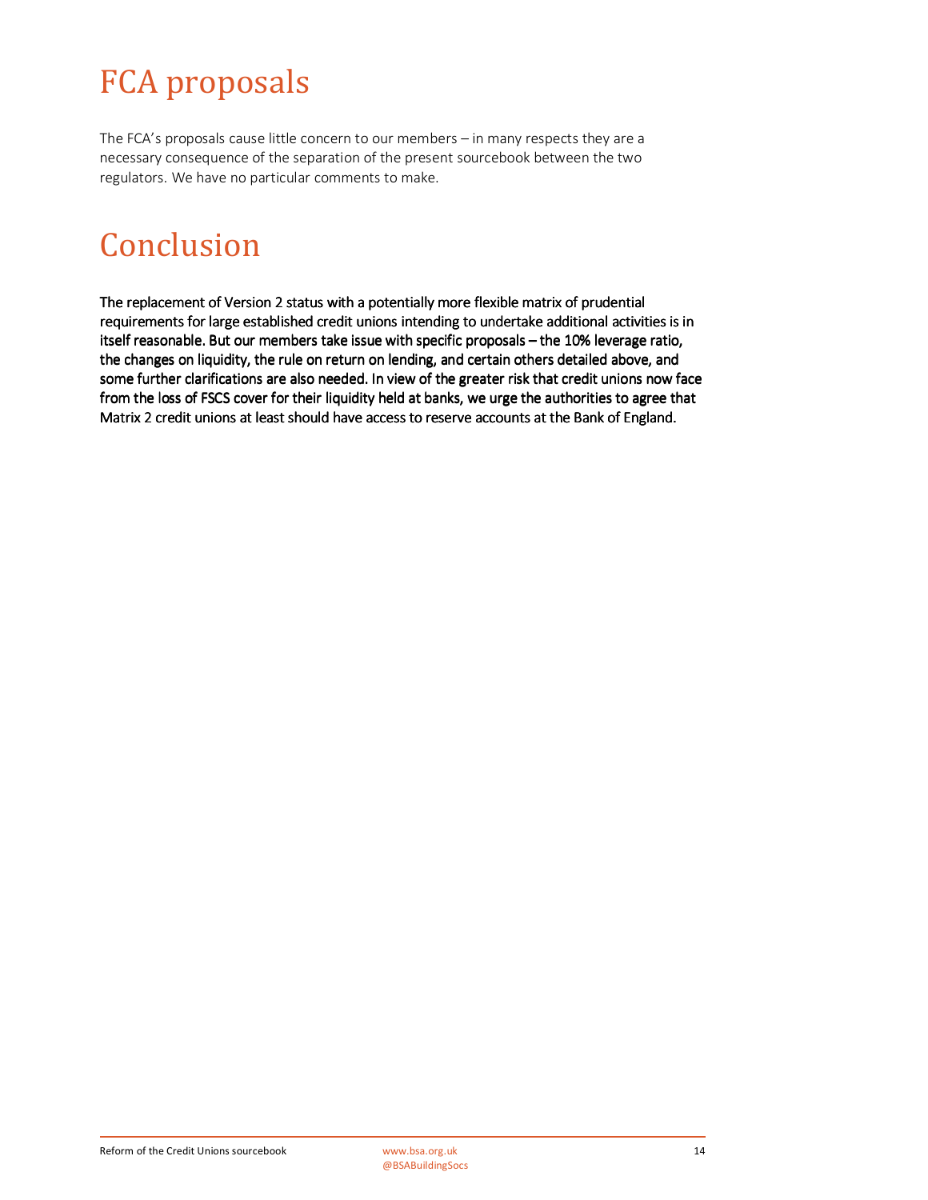# FCA proposals

The FCA's proposals cause little concern to our members – in many respects they are a necessary consequence of the separation of the present sourcebook between the two regulators. We have no particular comments to make.

# Conclusion

The replacement of Version 2 status with a potentially more flexible matrix of prudential requirements for large established credit unions intending to undertake additional activities is in itself reasonable. But our members take issue with specific proposals – the 10% leverage ratio, the changes on liquidity, the rule on return on lending, and certain others detailed above, and some further clarifications are also needed. In view of the greater risk that credit unions now face from the loss of FSCS cover for their liquidity held at banks, we urge the authorities to agree that Matrix 2 credit unions at least should have access to reserve accounts at the Bank of England.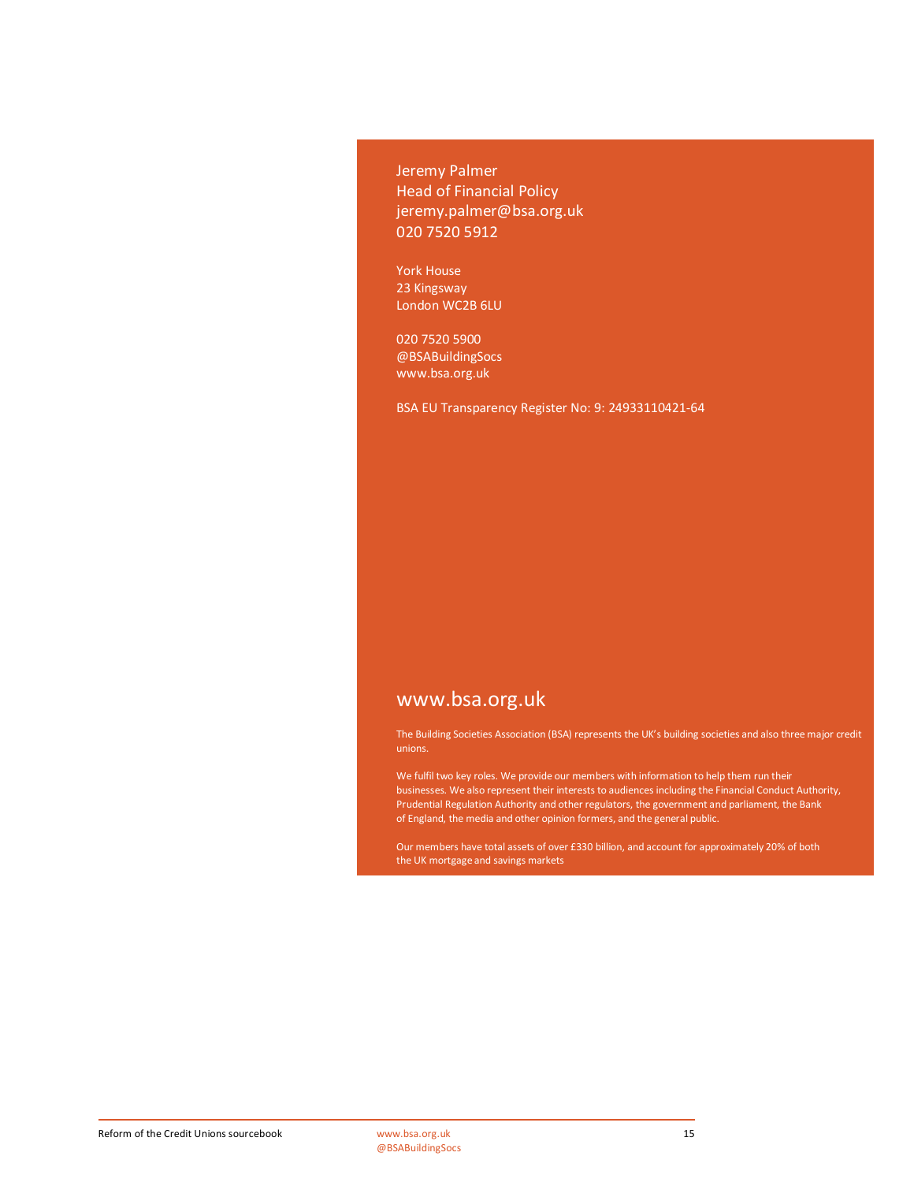Jeremy Palmer
Head of Financial Policy
jeremy.palmer@bsa.org.uk
020 7520 5912

York House
23 Kingsway
London WC2B 6LU

020 7520 5900
@BSABuildingSocs
www.bsa.org.uk

BSA EU Transparency Register No: 9: 24933110421-64

## www.bsa.org.uk

The Building Societies Association (BSA) represents the UK's building societies and also three major credit unions.

We fulfil two key roles. We provide our members with information to help them run their businesses. We also represent their interests to audiences including the Financial Conduct Authority, Prudential Regulation Authority and other regulators, the government and parliament, the Bank of England, the media and other opinion formers, and the general public.

Our members have total assets of over £330 billion, and account for approximately 20% of both the UK mortgage and savings markets